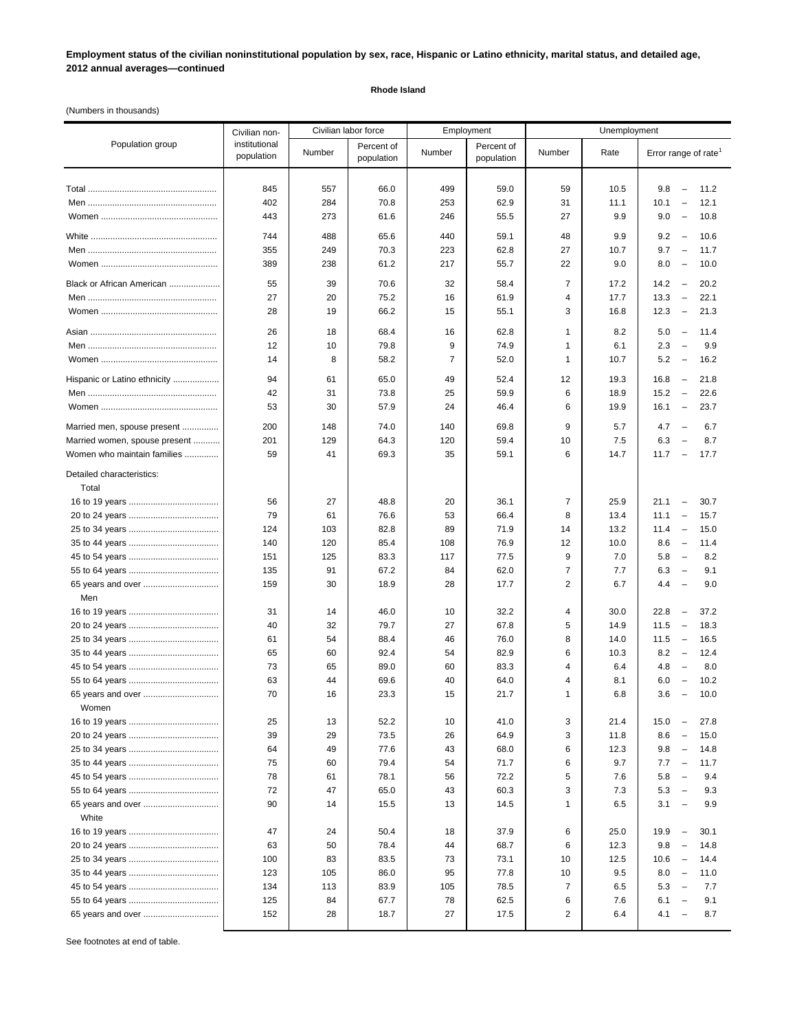**Employment status of the civilian noninstitutional population by sex, race, Hispanic or Latino ethnicity, marital status, and detailed age, 2012 annual averages—continued**

**Rhode Island**

(Numbers in thousands)

| Population group | Civilian non-institutional population | Civilian labor force | | Employment | | Unemployment | | |
|---|---|---|---|---|---|---|---|---|
| | | Number | Percent of population | Number | Percent of population | Number | Rate | Error range of rate[1] |
| Total | 845 | 557 | 66.0 | 499 | 59.0 | 59 | 10.5 | 9.8 – 11.2 |
| Men | 402 | 284 | 70.8 | 253 | 62.9 | 31 | 11.1 | 10.1 – 12.1 |
| Women | 443 | 273 | 61.6 | 246 | 55.5 | 27 | 9.9 | 9.0 – 10.8 |
| White | 744 | 488 | 65.6 | 440 | 59.1 | 48 | 9.9 | 9.2 – 10.6 |
| Men | 355 | 249 | 70.3 | 223 | 62.8 | 27 | 10.7 | 9.7 – 11.7 |
| Women | 389 | 238 | 61.2 | 217 | 55.7 | 22 | 9.0 | 8.0 – 10.0 |
| Black or African American | 55 | 39 | 70.6 | 32 | 58.4 | 7 | 17.2 | 14.2 – 20.2 |
| Men | 27 | 20 | 75.2 | 16 | 61.9 | 4 | 17.7 | 13.3 – 22.1 |
| Women | 28 | 19 | 66.2 | 15 | 55.1 | 3 | 16.8 | 12.3 – 21.3 |
| Asian | 26 | 18 | 68.4 | 16 | 62.8 | 1 | 8.2 | 5.0 – 11.4 |
| Men | 12 | 10 | 79.8 | 9 | 74.9 | 1 | 6.1 | 2.3 – 9.9 |
| Women | 14 | 8 | 58.2 | 7 | 52.0 | 1 | 10.7 | 5.2 – 16.2 |
| Hispanic or Latino ethnicity | 94 | 61 | 65.0 | 49 | 52.4 | 12 | 19.3 | 16.8 – 21.8 |
| Men | 42 | 31 | 73.8 | 25 | 59.9 | 6 | 18.9 | 15.2 – 22.6 |
| Women | 53 | 30 | 57.9 | 24 | 46.4 | 6 | 19.9 | 16.1 – 23.7 |
| Married men, spouse present | 200 | 148 | 74.0 | 140 | 69.8 | 9 | 5.7 | 4.7 – 6.7 |
| Married women, spouse present | 201 | 129 | 64.3 | 120 | 59.4 | 10 | 7.5 | 6.3 – 8.7 |
| Women who maintain families | 59 | 41 | 69.3 | 35 | 59.1 | 6 | 14.7 | 11.7 – 17.7 |
| Detailed characteristics: | | | | | | | | |
| Total | | | | | | | | |
| 16 to 19 years | 56 | 27 | 48.8 | 20 | 36.1 | 7 | 25.9 | 21.1 – 30.7 |
| 20 to 24 years | 79 | 61 | 76.6 | 53 | 66.4 | 8 | 13.4 | 11.1 – 15.7 |
| 25 to 34 years | 124 | 103 | 82.8 | 89 | 71.9 | 14 | 13.2 | 11.4 – 15.0 |
| 35 to 44 years | 140 | 120 | 85.4 | 108 | 76.9 | 12 | 10.0 | 8.6 – 11.4 |
| 45 to 54 years | 151 | 125 | 83.3 | 117 | 77.5 | 9 | 7.0 | 5.8 – 8.2 |
| 55 to 64 years | 135 | 91 | 67.2 | 84 | 62.0 | 7 | 7.7 | 6.3 – 9.1 |
| 65 years and over | 159 | 30 | 18.9 | 28 | 17.7 | 2 | 6.7 | 4.4 – 9.0 |
| Men | | | | | | | | |
| 16 to 19 years | 31 | 14 | 46.0 | 10 | 32.2 | 4 | 30.0 | 22.8 – 37.2 |
| 20 to 24 years | 40 | 32 | 79.7 | 27 | 67.8 | 5 | 14.9 | 11.5 – 18.3 |
| 25 to 34 years | 61 | 54 | 88.4 | 46 | 76.0 | 8 | 14.0 | 11.5 – 16.5 |
| 35 to 44 years | 65 | 60 | 92.4 | 54 | 82.9 | 6 | 10.3 | 8.2 – 12.4 |
| 45 to 54 years | 73 | 65 | 89.0 | 60 | 83.3 | 4 | 6.4 | 4.8 – 8.0 |
| 55 to 64 years | 63 | 44 | 69.6 | 40 | 64.0 | 4 | 8.1 | 6.0 – 10.2 |
| 65 years and over | 70 | 16 | 23.3 | 15 | 21.7 | 1 | 6.8 | 3.6 – 10.0 |
| Women | | | | | | | | |
| 16 to 19 years | 25 | 13 | 52.2 | 10 | 41.0 | 3 | 21.4 | 15.0 – 27.8 |
| 20 to 24 years | 39 | 29 | 73.5 | 26 | 64.9 | 3 | 11.8 | 8.6 – 15.0 |
| 25 to 34 years | 64 | 49 | 77.6 | 43 | 68.0 | 6 | 12.3 | 9.8 – 14.8 |
| 35 to 44 years | 75 | 60 | 79.4 | 54 | 71.7 | 6 | 9.7 | 7.7 – 11.7 |
| 45 to 54 years | 78 | 61 | 78.1 | 56 | 72.2 | 5 | 7.6 | 5.8 – 9.4 |
| 55 to 64 years | 72 | 47 | 65.0 | 43 | 60.3 | 3 | 7.3 | 5.3 – 9.3 |
| 65 years and over | 90 | 14 | 15.5 | 13 | 14.5 | 1 | 6.5 | 3.1 – 9.9 |
| White | | | | | | | | |
| 16 to 19 years | 47 | 24 | 50.4 | 18 | 37.9 | 6 | 25.0 | 19.9 – 30.1 |
| 20 to 24 years | 63 | 50 | 78.4 | 44 | 68.7 | 6 | 12.3 | 9.8 – 14.8 |
| 25 to 34 years | 100 | 83 | 83.5 | 73 | 73.1 | 10 | 12.5 | 10.6 – 14.4 |
| 35 to 44 years | 123 | 105 | 86.0 | 95 | 77.8 | 10 | 9.5 | 8.0 – 11.0 |
| 45 to 54 years | 134 | 113 | 83.9 | 105 | 78.5 | 7 | 6.5 | 5.3 – 7.7 |
| 55 to 64 years | 125 | 84 | 67.7 | 78 | 62.5 | 6 | 7.6 | 6.1 – 9.1 |
| 65 years and over | 152 | 28 | 18.7 | 27 | 17.5 | 2 | 6.4 | 4.1 – 8.7 |

See footnotes at end of table.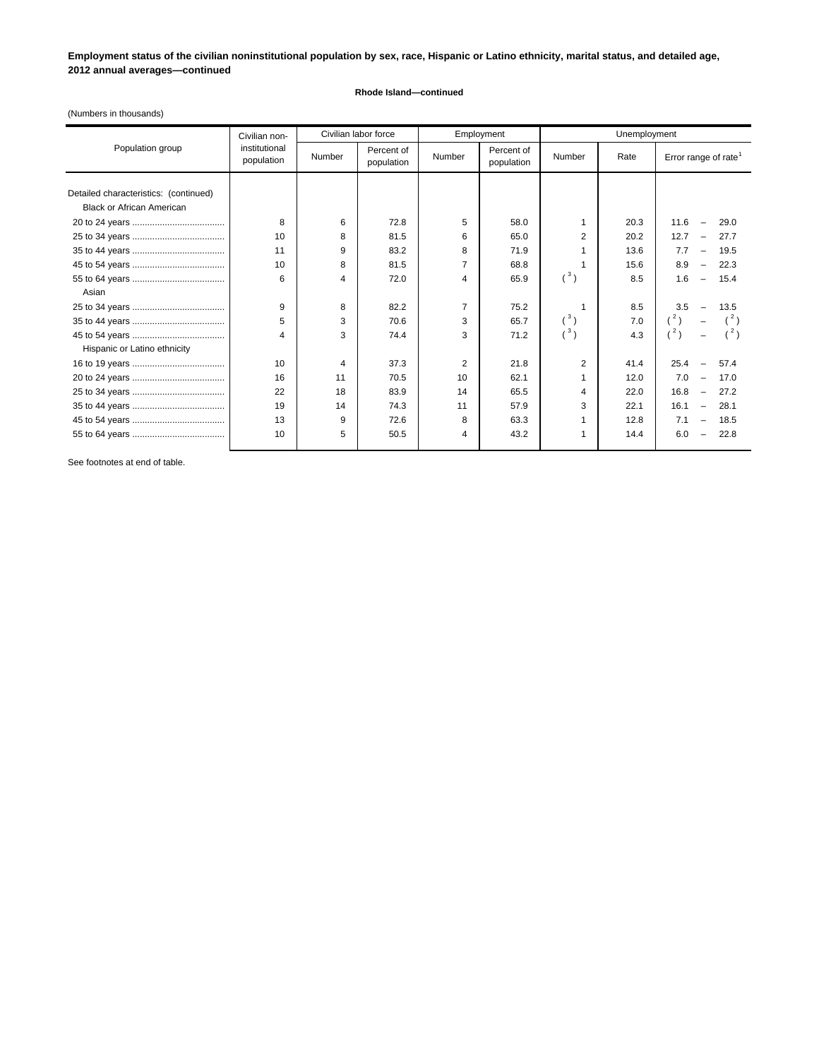**Employment status of the civilian noninstitutional population by sex, race, Hispanic or Latino ethnicity, marital status, and detailed age, 2012 annual averages—continued**

**Rhode Island—continued**

(Numbers in thousands)

| Population group | Civilian non-institutional population | Civilian labor force | | Employment | | Unemployment | | |
|---|---|---|---|---|---|---|---|---|
| | | Number | Percent of population | Number | Percent of population | Number | Rate | Error range of rate[1] |
| Detailed characteristics: (continued) | | | | | | | | |
| Black or African American | | | | | | | | |
| 20 to 24 years | 8 | 6 | 72.8 | 5 | 58.0 | 1 | 20.3 | 11.6 – 29.0 |
| 25 to 34 years | 10 | 8 | 81.5 | 6 | 65.0 | 2 | 20.2 | 12.7 – 27.7 |
| 35 to 44 years | 11 | 9 | 83.2 | 8 | 71.9 | 1 | 13.6 | 7.7 – 19.5 |
| 45 to 54 years | 10 | 8 | 81.5 | 7 | 68.8 | 1 | 15.6 | 8.9 – 22.3 |
| 55 to 64 years | 6 | 4 | 72.0 | 4 | 65.9 | ([3]) | 8.5 | 1.6 – 15.4 |
| Asian | | | | | | | | |
| 25 to 34 years | 9 | 8 | 82.2 | 7 | 75.2 | 1 | 8.5 | 3.5 – 13.5 |
| 35 to 44 years | 5 | 3 | 70.6 | 3 | 65.7 | ([3]) | 7.0 | ([2]) – ([2]) |
| 45 to 54 years | 4 | 3 | 74.4 | 3 | 71.2 | ([3]) | 4.3 | ([2]) – ([2]) |
| Hispanic or Latino ethnicity | | | | | | | | |
| 16 to 19 years | 10 | 4 | 37.3 | 2 | 21.8 | 2 | 41.4 | 25.4 – 57.4 |
| 20 to 24 years | 16 | 11 | 70.5 | 10 | 62.1 | 1 | 12.0 | 7.0 – 17.0 |
| 25 to 34 years | 22 | 18 | 83.9 | 14 | 65.5 | 4 | 22.0 | 16.8 – 27.2 |
| 35 to 44 years | 19 | 14 | 74.3 | 11 | 57.9 | 3 | 22.1 | 16.1 – 28.1 |
| 45 to 54 years | 13 | 9 | 72.6 | 8 | 63.3 | 1 | 12.8 | 7.1 – 18.5 |
| 55 to 64 years | 10 | 5 | 50.5 | 4 | 43.2 | 1 | 14.4 | 6.0 – 22.8 |

See footnotes at end of table.